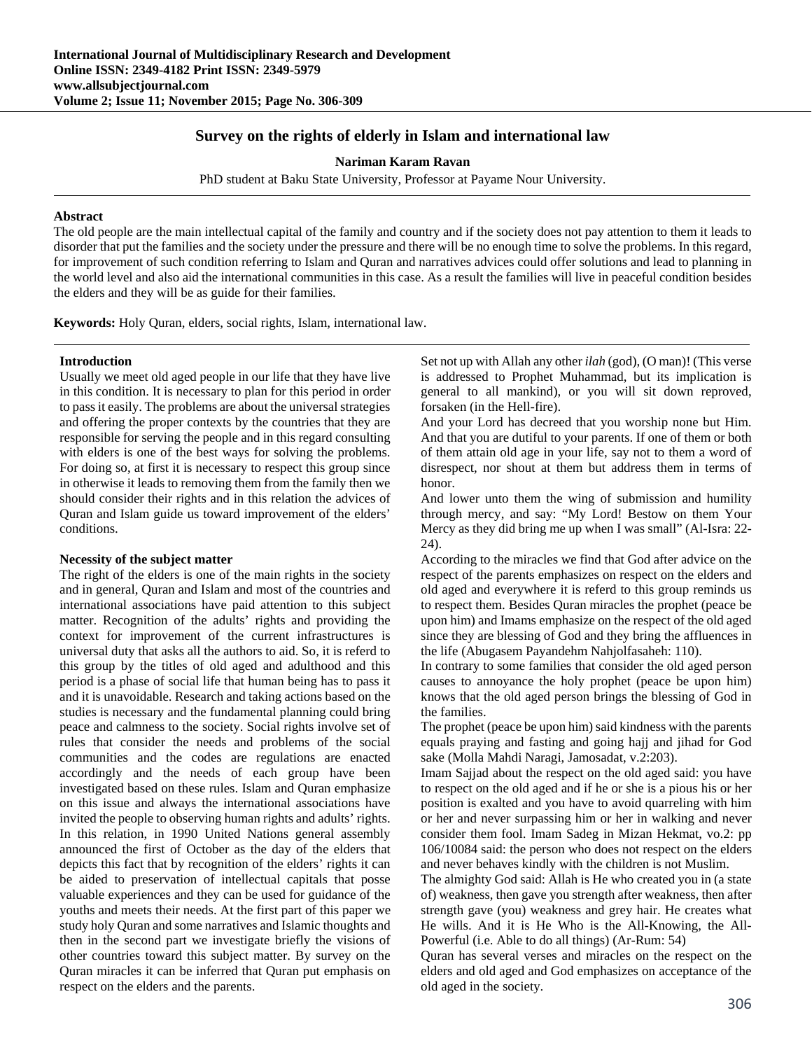# Survey on the rights of elderly in Islam and international law

**Nariman Karam Ravan**

PhD student at Baku State University, Professor at Payame Nour University.

---

**Abstract**

The old people are the main intellectual capital of the family and country and if the society does not pay attention to them it leads to disorder that put the families and the society under the pressure and there will be no enough time to solve the problems. In this regard, for improvement of such condition referring to Islam and Quran and narratives advices could offer solutions and lead to planning in the world level and also aid the international communities in this case. As a result the families will live in peaceful condition besides the elders and they will be as guide for their families.

**Keywords:** Holy Quran, elders, social rights, Islam, international law.

---

## Introduction

Usually we meet old aged people in our life that they have live in this condition. It is necessary to plan for this period in order to pass it easily. The problems are about the universal strategies and offering the proper contexts by the countries that they are responsible for serving the people and in this regard consulting with elders is one of the best ways for solving the problems. For doing so, at first it is necessary to respect this group since in otherwise it leads to removing them from the family then we should consider their rights and in this relation the advices of Quran and Islam guide us toward improvement of the elders' conditions.

## Necessity of the subject matter

The right of the elders is one of the main rights in the society and in general, Quran and Islam and most of the countries and international associations have paid attention to this subject matter. Recognition of the adults' rights and providing the context for improvement of the current infrastructures is universal duty that asks all the authors to aid. So, it is referd to this group by the titles of old aged and adulthood and this period is a phase of social life that human being has to pass it and it is unavoidable. Research and taking actions based on the studies is necessary and the fundamental planning could bring peace and calmness to the society. Social rights involve set of rules that consider the needs and problems of the social communities and the codes are regulations are enacted accordingly and the needs of each group have been investigated based on these rules. Islam and Quran emphasize on this issue and always the international associations have invited the people to observing human rights and adults' rights. In this relation, in 1990 United Nations general assembly announced the first of October as the day of the elders that depicts this fact that by recognition of the elders' rights it can be aided to preservation of intellectual capitals that posse valuable experiences and they can be used for guidance of the youths and meets their needs. At the first part of this paper we study holy Quran and some narratives and Islamic thoughts and then in the second part we investigate briefly the visions of other countries toward this subject matter. By survey on the Quran miracles it can be inferred that Quran put emphasis on respect on the elders and the parents.

Set not up with Allah any other *ilah* (god), (O man)! (This verse is addressed to Prophet Muhammad, but its implication is general to all mankind), or you will sit down reproved, forsaken (in the Hell-fire).

And your Lord has decreed that you worship none but Him. And that you are dutiful to your parents. If one of them or both of them attain old age in your life, say not to them a word of disrespect, nor shout at them but address them in terms of honor.

And lower unto them the wing of submission and humility through mercy, and say: "My Lord! Bestow on them Your Mercy as they did bring me up when I was small" (Al-Isra: 22-24).

According to the miracles we find that God after advice on the respect of the parents emphasizes on respect on the elders and old aged and everywhere it is referd to this group reminds us to respect them. Besides Quran miracles the prophet (peace be upon him) and Imams emphasize on the respect of the old aged since they are blessing of God and they bring the affluences in the life (Abugasem Payandehm Nahjolfasaheh: 110).

In contrary to some families that consider the old aged person causes to annoyance the holy prophet (peace be upon him) knows that the old aged person brings the blessing of God in the families.

The prophet (peace be upon him) said kindness with the parents equals praying and fasting and going hajj and jihad for God sake (Molla Mahdi Naragi, Jamosadat, v.2:203).

Imam Sajjad about the respect on the old aged said: you have to respect on the old aged and if he or she is a pious his or her position is exalted and you have to avoid quarreling with him or her and never surpassing him or her in walking and never consider them fool. Imam Sadeg in Mizan Hekmat, vo.2: pp 106/10084 said: the person who does not respect on the elders and never behaves kindly with the children is not Muslim.

The almighty God said: Allah is He who created you in (a state of) weakness, then gave you strength after weakness, then after strength gave (you) weakness and grey hair. He creates what He wills. And it is He Who is the All-Knowing, the All-Powerful (i.e. Able to do all things) (Ar-Rum: 54)

Quran has several verses and miracles on the respect on the elders and old aged and God emphasizes on acceptance of the old aged in the society.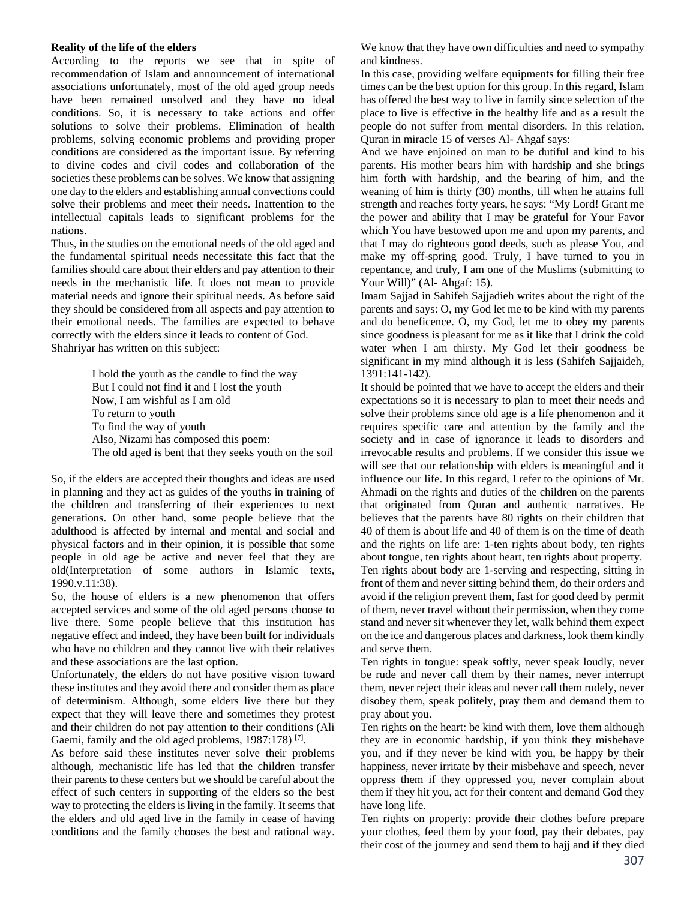### Reality of the life of the elders

According to the reports we see that in spite of recommendation of Islam and announcement of international associations unfortunately, most of the old aged group needs have been remained unsolved and they have no ideal conditions. So, it is necessary to take actions and offer solutions to solve their problems. Elimination of health problems, solving economic problems and providing proper conditions are considered as the important issue. By referring to divine codes and civil codes and collaboration of the societies these problems can be solves. We know that assigning one day to the elders and establishing annual convections could solve their problems and meet their needs. Inattention to the intellectual capitals leads to significant problems for the nations.

Thus, in the studies on the emotional needs of the old aged and the fundamental spiritual needs necessitate this fact that the families should care about their elders and pay attention to their needs in the mechanistic life. It does not mean to provide material needs and ignore their spiritual needs. As before said they should be considered from all aspects and pay attention to their emotional needs. The families are expected to behave correctly with the elders since it leads to content of God.

Shahriyar has written on this subject:

> I hold the youth as the candle to find the way
> But I could not find it and I lost the youth
> Now, I am wishful as I am old
> To return to youth
> To find the way of youth
> Also, Nizami has composed this poem:
> The old aged is bent that they seeks youth on the soil

So, if the elders are accepted their thoughts and ideas are used in planning and they act as guides of the youths in training of the children and transferring of their experiences to next generations. On other hand, some people believe that the adulthood is affected by internal and mental and social and physical factors and in their opinion, it is possible that some people in old age be active and never feel that they are old(Interpretation of some authors in Islamic texts, 1990.v.11:38).

So, the house of elders is a new phenomenon that offers accepted services and some of the old aged persons choose to live there. Some people believe that this institution has negative effect and indeed, they have been built for individuals who have no children and they cannot live with their relatives and these associations are the last option.

Unfortunately, the elders do not have positive vision toward these institutes and they avoid there and consider them as place of determinism. Although, some elders live there but they expect that they will leave there and sometimes they protest and their children do not pay attention to their conditions (Ali Gaemi, family and the old aged problems, 1987:178) [7].

As before said these institutes never solve their problems although, mechanistic life has led that the children transfer their parents to these centers but we should be careful about the effect of such centers in supporting of the elders so the best way to protecting the elders is living in the family. It seems that the elders and old aged live in the family in cease of having conditions and the family chooses the best and rational way. We know that they have own difficulties and need to sympathy and kindness.

In this case, providing welfare equipments for filling their free times can be the best option for this group. In this regard, Islam has offered the best way to live in family since selection of the place to live is effective in the healthy life and as a result the people do not suffer from mental disorders. In this relation, Quran in miracle 15 of verses Al- Ahgaf says:

And we have enjoined on man to be dutiful and kind to his parents. His mother bears him with hardship and she brings him forth with hardship, and the bearing of him, and the weaning of him is thirty (30) months, till when he attains full strength and reaches forty years, he says: "My Lord! Grant me the power and ability that I may be grateful for Your Favor which You have bestowed upon me and upon my parents, and that I may do righteous good deeds, such as please You, and make my off-spring good. Truly, I have turned to you in repentance, and truly, I am one of the Muslims (submitting to Your Will)" (Al- Ahgaf: 15).

Imam Sajjad in Sahifeh Sajjadieh writes about the right of the parents and says: O, my God let me to be kind with my parents and do beneficence. O, my God, let me to obey my parents since goodness is pleasant for me as it like that I drink the cold water when I am thirsty. My God let their goodness be significant in my mind although it is less (Sahifeh Sajjaideh, 1391:141-142).

It should be pointed that we have to accept the elders and their expectations so it is necessary to plan to meet their needs and solve their problems since old age is a life phenomenon and it requires specific care and attention by the family and the society and in case of ignorance it leads to disorders and irrevocable results and problems. If we consider this issue we will see that our relationship with elders is meaningful and it influence our life. In this regard, I refer to the opinions of Mr. Ahmadi on the rights and duties of the children on the parents that originated from Quran and authentic narratives. He believes that the parents have 80 rights on their children that 40 of them is about life and 40 of them is on the time of death and the rights on life are: 1-ten rights about body, ten rights about tongue, ten rights about heart, ten rights about property.

Ten rights about body are 1-serving and respecting, sitting in front of them and never sitting behind them, do their orders and avoid if the religion prevent them, fast for good deed by permit of them, never travel without their permission, when they come stand and never sit whenever they let, walk behind them expect on the ice and dangerous places and darkness, look them kindly and serve them.

Ten rights in tongue: speak softly, never speak loudly, never be rude and never call them by their names, never interrupt them, never reject their ideas and never call them rudely, never disobey them, speak politely, pray them and demand them to pray about you.

Ten rights on the heart: be kind with them, love them although they are in economic hardship, if you think they misbehave you, and if they never be kind with you, be happy by their happiness, never irritate by their misbehave and speech, never oppress them if they oppressed you, never complain about them if they hit you, act for their content and demand God they have long life.

Ten rights on property: provide their clothes before prepare your clothes, feed them by your food, pay their debates, pay their cost of the journey and send them to hajj and if they died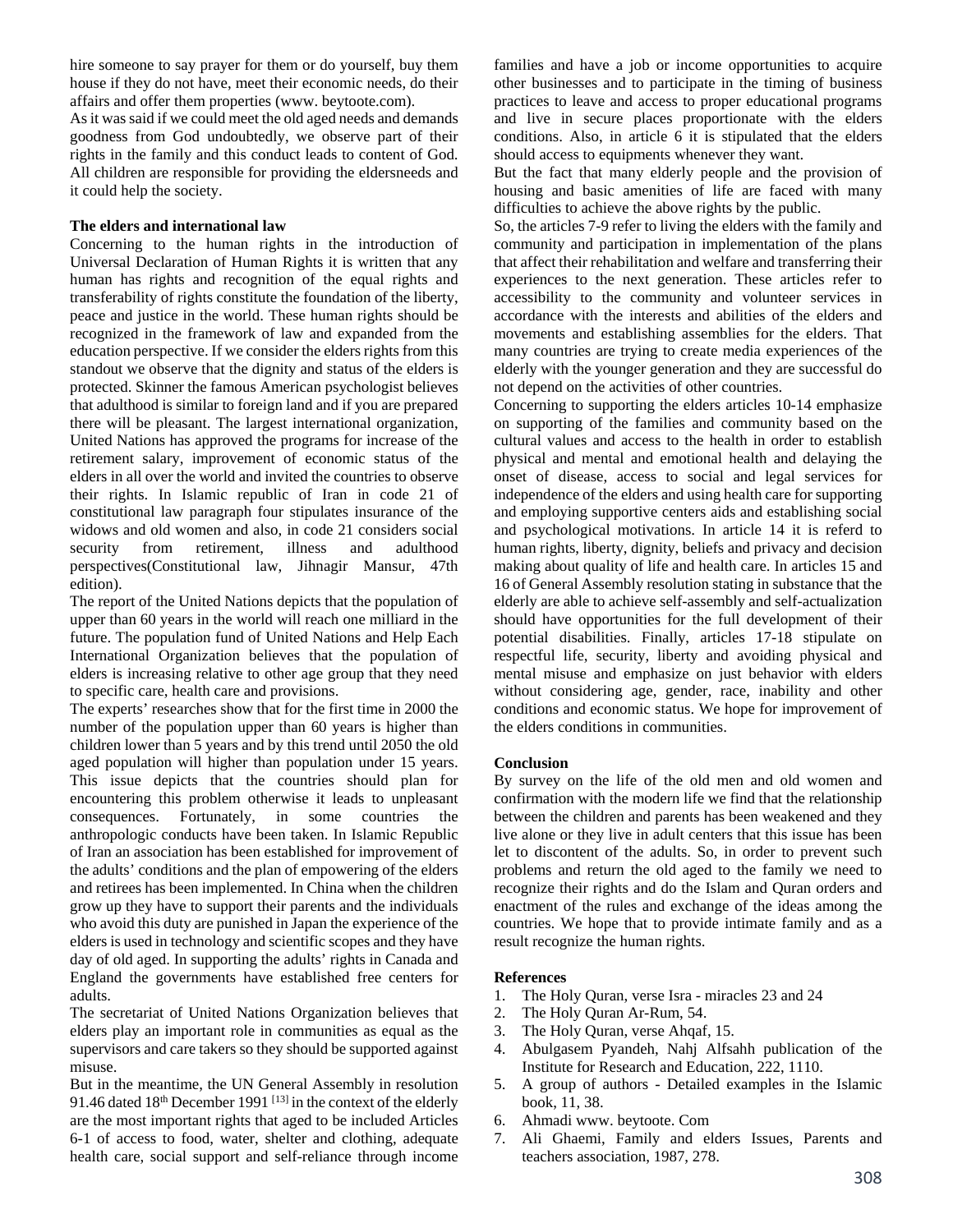hire someone to say prayer for them or do yourself, buy them house if they do not have, meet their economic needs, do their affairs and offer them properties (www. beytoote.com).

As it was said if we could meet the old aged needs and demands goodness from God undoubtedly, we observe part of their rights in the family and this conduct leads to content of God. All children are responsible for providing the eldersneeds and it could help the society.

**The elders and international law**

Concerning to the human rights in the introduction of Universal Declaration of Human Rights it is written that any human has rights and recognition of the equal rights and transferability of rights constitute the foundation of the liberty, peace and justice in the world. These human rights should be recognized in the framework of law and expanded from the education perspective. If we consider the elders rights from this standout we observe that the dignity and status of the elders is protected. Skinner the famous American psychologist believes that adulthood is similar to foreign land and if you are prepared there will be pleasant. The largest international organization, United Nations has approved the programs for increase of the retirement salary, improvement of economic status of the elders in all over the world and invited the countries to observe their rights. In Islamic republic of Iran in code 21 of constitutional law paragraph four stipulates insurance of the widows and old women and also, in code 21 considers social security from retirement, illness and adulthood perspectives(Constitutional law, Jihnagir Mansur, 47th edition).

The report of the United Nations depicts that the population of upper than 60 years in the world will reach one milliard in the future. The population fund of United Nations and Help Each International Organization believes that the population of elders is increasing relative to other age group that they need to specific care, health care and provisions.

The experts' researches show that for the first time in 2000 the number of the population upper than 60 years is higher than children lower than 5 years and by this trend until 2050 the old aged population will higher than population under 15 years. This issue depicts that the countries should plan for encountering this problem otherwise it leads to unpleasant consequences. Fortunately, in some countries the anthropologic conducts have been taken. In Islamic Republic of Iran an association has been established for improvement of the adults' conditions and the plan of empowering of the elders and retirees has been implemented. In China when the children grow up they have to support their parents and the individuals who avoid this duty are punished in Japan the experience of the elders is used in technology and scientific scopes and they have day of old aged. In supporting the adults' rights in Canada and England the governments have established free centers for adults.

The secretariat of United Nations Organization believes that elders play an important role in communities as equal as the supervisors and care takers so they should be supported against misuse.

But in the meantime, the UN General Assembly in resolution 91.46 dated 18th December 1991 [13] in the context of the elderly are the most important rights that aged to be included Articles 6-1 of access to food, water, shelter and clothing, adequate health care, social support and self-reliance through income families and have a job or income opportunities to acquire other businesses and to participate in the timing of business practices to leave and access to proper educational programs and live in secure places proportionate with the elders conditions. Also, in article 6 it is stipulated that the elders should access to equipments whenever they want.

But the fact that many elderly people and the provision of housing and basic amenities of life are faced with many difficulties to achieve the above rights by the public.

So, the articles 7-9 refer to living the elders with the family and community and participation in implementation of the plans that affect their rehabilitation and welfare and transferring their experiences to the next generation. These articles refer to accessibility to the community and volunteer services in accordance with the interests and abilities of the elders and movements and establishing assemblies for the elders. That many countries are trying to create media experiences of the elderly with the younger generation and they are successful do not depend on the activities of other countries.

Concerning to supporting the elders articles 10-14 emphasize on supporting of the families and community based on the cultural values and access to the health in order to establish physical and mental and emotional health and delaying the onset of disease, access to social and legal services for independence of the elders and using health care for supporting and employing supportive centers aids and establishing social and psychological motivations. In article 14 it is referd to human rights, liberty, dignity, beliefs and privacy and decision making about quality of life and health care. In articles 15 and 16 of General Assembly resolution stating in substance that the elderly are able to achieve self-assembly and self-actualization should have opportunities for the full development of their potential disabilities. Finally, articles 17-18 stipulate on respectful life, security, liberty and avoiding physical and mental misuse and emphasize on just behavior with elders without considering age, gender, race, inability and other conditions and economic status. We hope for improvement of the elders conditions in communities.

**Conclusion**

By survey on the life of the old men and old women and confirmation with the modern life we find that the relationship between the children and parents has been weakened and they live alone or they live in adult centers that this issue has been let to discontent of the adults. So, in order to prevent such problems and return the old aged to the family we need to recognize their rights and do the Islam and Quran orders and enactment of the rules and exchange of the ideas among the countries. We hope that to provide intimate family and as a result recognize the human rights.

**References**

1. The Holy Quran, verse Isra - miracles 23 and 24
2. The Holy Quran Ar-Rum, 54.
3. The Holy Quran, verse Ahqaf, 15.
4. Abulgasem Pyandeh, Nahj Alfsahh publication of the Institute for Research and Education, 222, 1110.
5. A group of authors - Detailed examples in the Islamic book, 11, 38.
6. Ahmadi www. beytoote. Com
7. Ali Ghaemi, Family and elders Issues, Parents and teachers association, 1987, 278.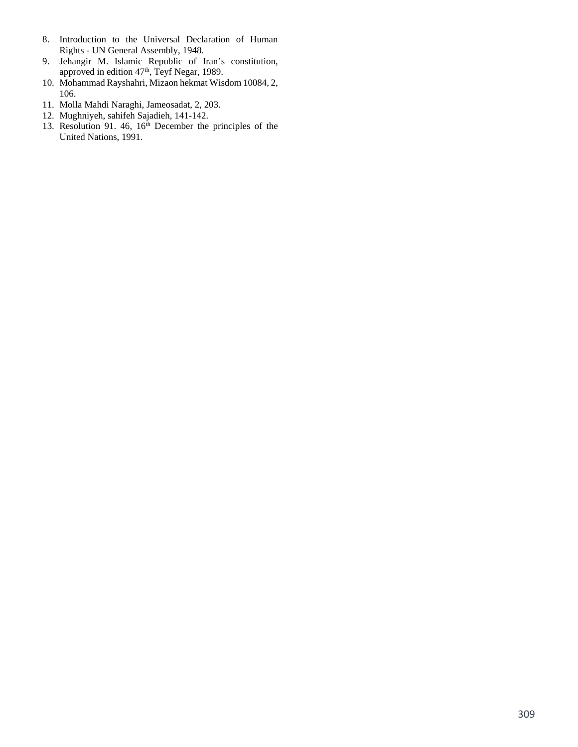8. Introduction to the Universal Declaration of Human Rights - UN General Assembly, 1948.
9. Jehangir M. Islamic Republic of Iran's constitution, approved in edition 47th, Teyf Negar, 1989.
10. Mohammad Rayshahri, Mizaon hekmat Wisdom 10084, 2, 106.
11. Molla Mahdi Naraghi, Jameosadat, 2, 203.
12. Mughniyeh, sahifeh Sajadieh, 141-142.
13. Resolution 91. 46, 16th December the principles of the United Nations, 1991.